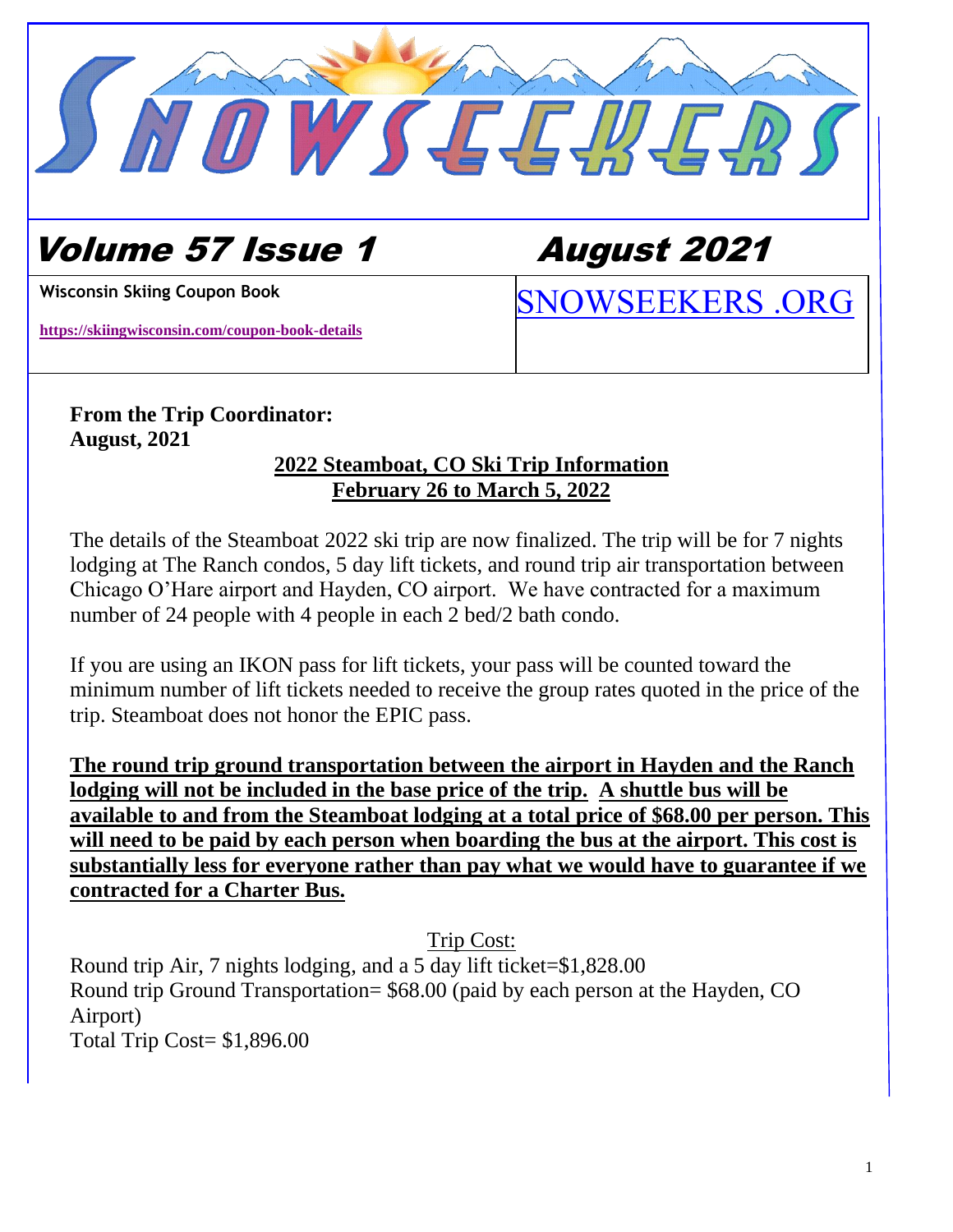# SNOWSEEKERS

## Volume 57 Issue 1 August 2021

**Wisconsin Skiing Coupon Book**

**https://skiingwisconsin.com/coupon-book-details**

SNOWSEEKERS .ORG

**From the Trip Coordinator:**
**August, 2021**

**2022 Steamboat, CO Ski Trip Information**
**February 26 to March 5, 2022**

The details of the Steamboat 2022 ski trip are now finalized. The trip will be for 7 nights lodging at The Ranch condos, 5 day lift tickets, and round trip air transportation between Chicago O'Hare airport and Hayden, CO airport. We have contracted for a maximum number of 24 people with 4 people in each 2 bed/2 bath condo.

If you are using an IKON pass for lift tickets, your pass will be counted toward the minimum number of lift tickets needed to receive the group rates quoted in the price of the trip. Steamboat does not honor the EPIC pass.

**The round trip ground transportation between the airport in Hayden and the Ranch lodging will not be included in the base price of the trip. A shuttle bus will be available to and from the Steamboat lodging at a total price of $68.00 per person. This will need to be paid by each person when boarding the bus at the airport. This cost is substantially less for everyone rather than pay what we would have to guarantee if we contracted for a Charter Bus.**

Trip Cost:

Round trip Air, 7 nights lodging, and a 5 day lift ticket=$1,828.00
Round trip Ground Transportation= $68.00 (paid by each person at the Hayden, CO Airport)
Total Trip Cost= $1,896.00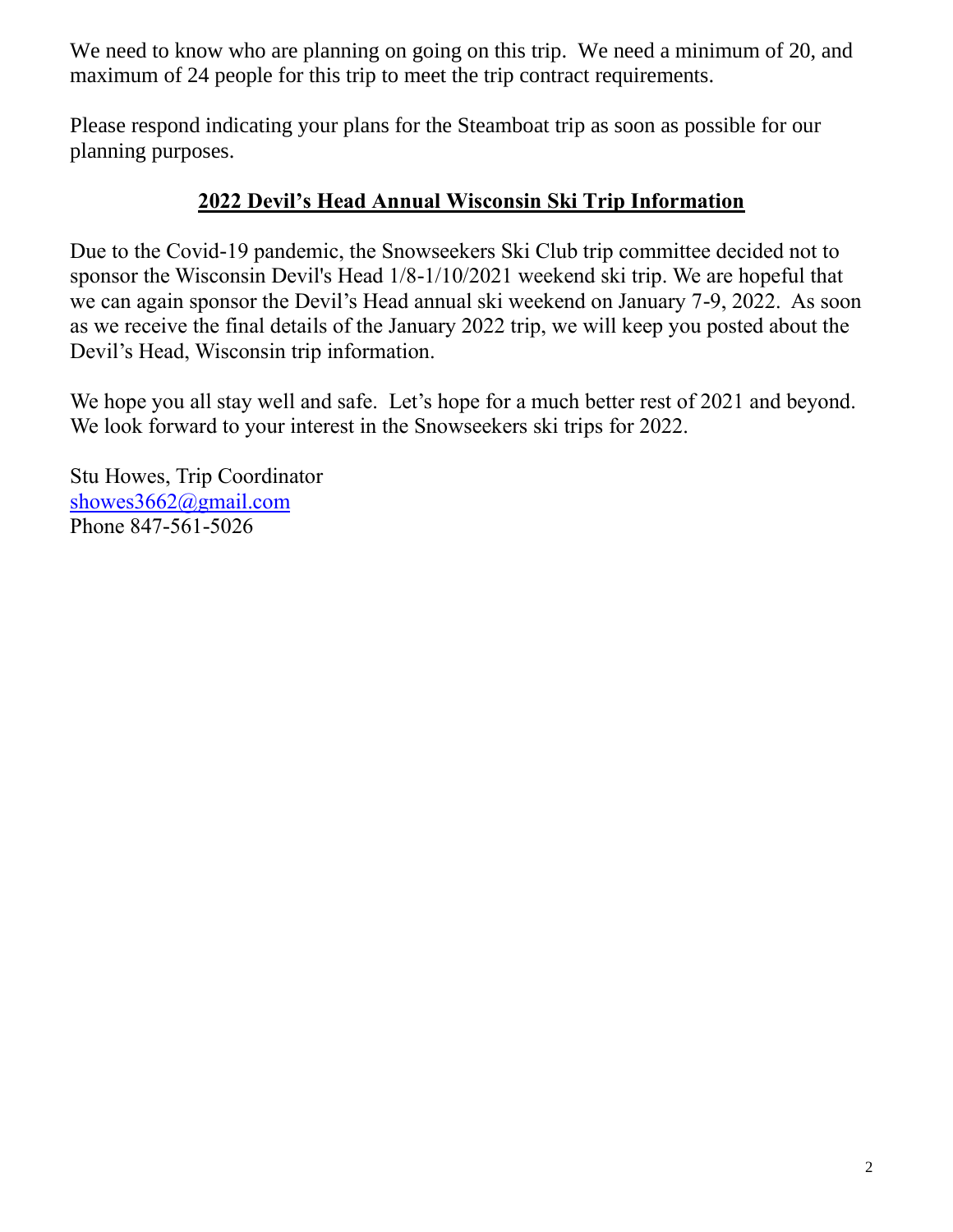We need to know who are planning on going on this trip. We need a minimum of 20, and maximum of 24 people for this trip to meet the trip contract requirements.

Please respond indicating your plans for the Steamboat trip as soon as possible for our planning purposes.

## 2022 Devil's Head Annual Wisconsin Ski Trip Information

Due to the Covid-19 pandemic, the Snowseekers Ski Club trip committee decided not to sponsor the Wisconsin Devil's Head 1/8-1/10/2021 weekend ski trip. We are hopeful that we can again sponsor the Devil's Head annual ski weekend on January 7-9, 2022. As soon as we receive the final details of the January 2022 trip, we will keep you posted about the Devil's Head, Wisconsin trip information.

We hope you all stay well and safe. Let's hope for a much better rest of 2021 and beyond. We look forward to your interest in the Snowseekers ski trips for 2022.

Stu Howes, Trip Coordinator
showes3662@gmail.com
Phone 847-561-5026